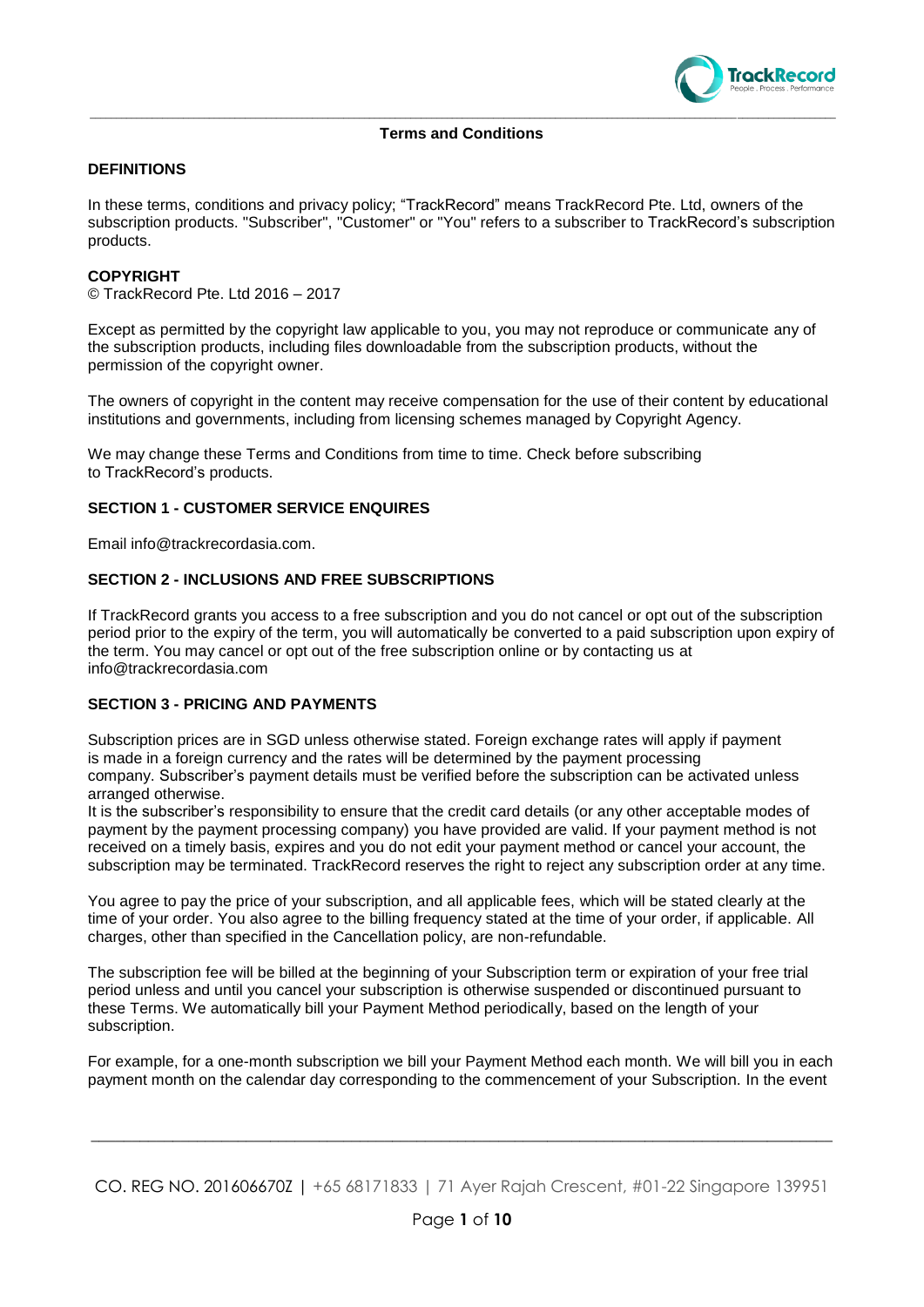# Terms and Conditions

## DEFINITIONS

In these terms, conditions and privacy policy; "TrackRecord" means TrackRecord Pte. Ltd, owners of the subscription products. "Subscriber", "Customer" or "You" refers to a subscriber to TrackRecord's subscription products.

## COPYRIGHT

© TrackRecord Pte. Ltd 2016 – 2017

Except as permitted by the copyright law applicable to you, you may not reproduce or communicate any of the subscription products, including files downloadable from the subscription products, without the permission of the copyright owner.

The owners of copyright in the content may receive compensation for the use of their content by educational institutions and governments, including from licensing schemes managed by Copyright Agency.

We may change these Terms and Conditions from time to time. Check before subscribing to TrackRecord's products.

## SECTION 1 - CUSTOMER SERVICE ENQUIRES

Email info@trackrecordasia.com.

## SECTION 2 - INCLUSIONS AND FREE SUBSCRIPTIONS

If TrackRecord grants you access to a free subscription and you do not cancel or opt out of the subscription period prior to the expiry of the term, you will automatically be converted to a paid subscription upon expiry of the term. You may cancel or opt out of the free subscription online or by contacting us at info@trackrecordasia.com

## SECTION 3 - PRICING AND PAYMENTS

Subscription prices are in SGD unless otherwise stated. Foreign exchange rates will apply if payment is made in a foreign currency and the rates will be determined by the payment processing company. Subscriber's payment details must be verified before the subscription can be activated unless arranged otherwise.
It is the subscriber's responsibility to ensure that the credit card details (or any other acceptable modes of payment by the payment processing company) you have provided are valid. If your payment method is not received on a timely basis, expires and you do not edit your payment method or cancel your account, the subscription may be terminated. TrackRecord reserves the right to reject any subscription order at any time.

You agree to pay the price of your subscription, and all applicable fees, which will be stated clearly at the time of your order. You also agree to the billing frequency stated at the time of your order, if applicable. All charges, other than specified in the Cancellation policy, are non-refundable.

The subscription fee will be billed at the beginning of your Subscription term or expiration of your free trial period unless and until you cancel your subscription is otherwise suspended or discontinued pursuant to these Terms. We automatically bill your Payment Method periodically, based on the length of your subscription.

For example, for a one-month subscription we bill your Payment Method each month. We will bill you in each payment month on the calendar day corresponding to the commencement of your Subscription. In the event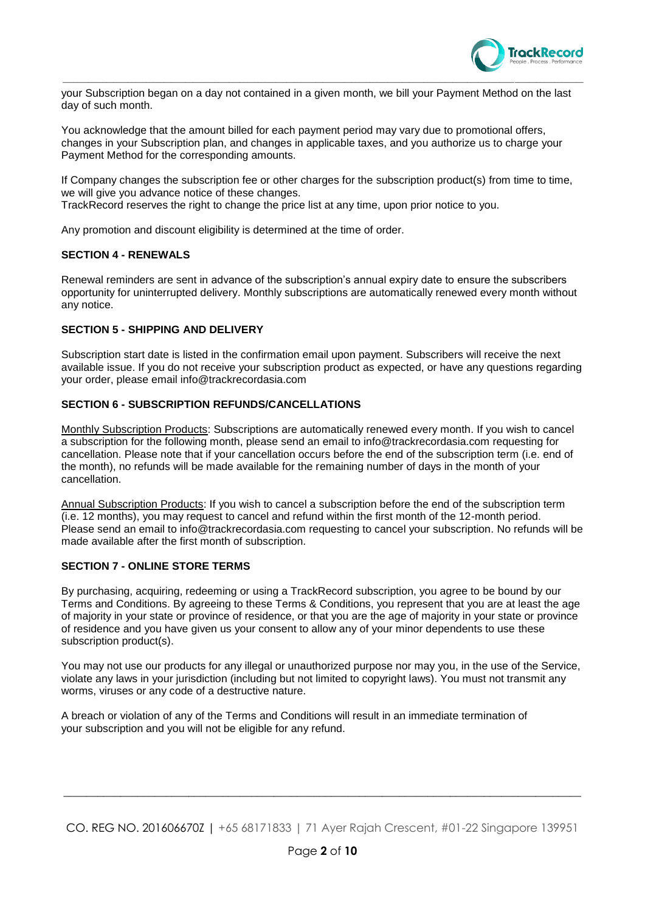your Subscription began on a day not contained in a given month, we bill your Payment Method on the last day of such month.

You acknowledge that the amount billed for each payment period may vary due to promotional offers, changes in your Subscription plan, and changes in applicable taxes, and you authorize us to charge your Payment Method for the corresponding amounts.

If Company changes the subscription fee or other charges for the subscription product(s) from time to time, we will give you advance notice of these changes.
TrackRecord reserves the right to change the price list at any time, upon prior notice to you.

Any promotion and discount eligibility is determined at the time of order.

### SECTION 4 - RENEWALS

Renewal reminders are sent in advance of the subscription's annual expiry date to ensure the subscribers opportunity for uninterrupted delivery. Monthly subscriptions are automatically renewed every month without any notice.

### SECTION 5 - SHIPPING AND DELIVERY

Subscription start date is listed in the confirmation email upon payment. Subscribers will receive the next available issue. If you do not receive your subscription product as expected, or have any questions regarding your order, please email info@trackrecordasia.com

### SECTION 6 - SUBSCRIPTION REFUNDS/CANCELLATIONS

Monthly Subscription Products: Subscriptions are automatically renewed every month. If you wish to cancel a subscription for the following month, please send an email to info@trackrecordasia.com requesting for cancellation. Please note that if your cancellation occurs before the end of the subscription term (i.e. end of the month), no refunds will be made available for the remaining number of days in the month of your cancellation.

Annual Subscription Products: If you wish to cancel a subscription before the end of the subscription term (i.e. 12 months), you may request to cancel and refund within the first month of the 12-month period. Please send an email to info@trackrecordasia.com requesting to cancel your subscription. No refunds will be made available after the first month of subscription.

### SECTION 7 - ONLINE STORE TERMS

By purchasing, acquiring, redeeming or using a TrackRecord subscription, you agree to be bound by our Terms and Conditions. By agreeing to these Terms & Conditions, you represent that you are at least the age of majority in your state or province of residence, or that you are the age of majority in your state or province of residence and you have given us your consent to allow any of your minor dependents to use these subscription product(s).

You may not use our products for any illegal or unauthorized purpose nor may you, in the use of the Service, violate any laws in your jurisdiction (including but not limited to copyright laws). You must not transmit any worms, viruses or any code of a destructive nature.

A breach or violation of any of the Terms and Conditions will result in an immediate termination of your subscription and you will not be eligible for any refund.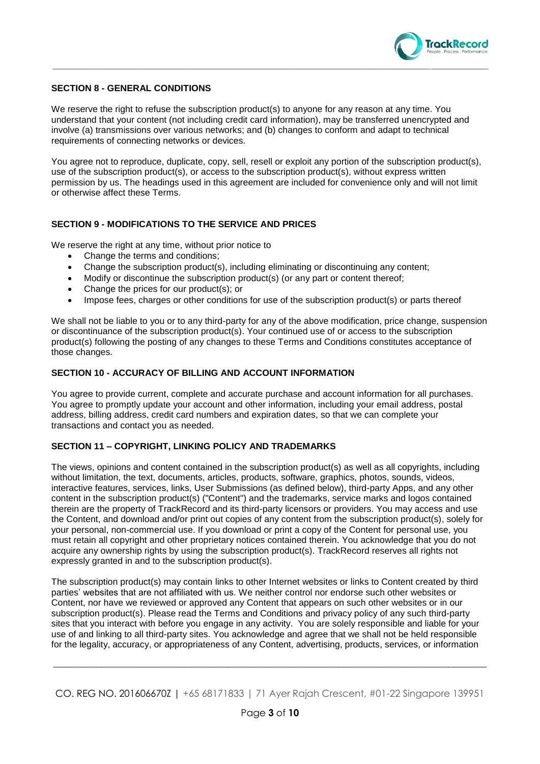## SECTION 8 - GENERAL CONDITIONS

We reserve the right to refuse the subscription product(s) to anyone for any reason at any time. You understand that your content (not including credit card information), may be transferred unencrypted and involve (a) transmissions over various networks; and (b) changes to conform and adapt to technical requirements of connecting networks or devices.

You agree not to reproduce, duplicate, copy, sell, resell or exploit any portion of the subscription product(s), use of the subscription product(s), or access to the subscription product(s), without express written permission by us. The headings used in this agreement are included for convenience only and will not limit or otherwise affect these Terms.

## SECTION 9 - MODIFICATIONS TO THE SERVICE AND PRICES

We reserve the right at any time, without prior notice to

- Change the terms and conditions;
- Change the subscription product(s), including eliminating or discontinuing any content;
- Modify or discontinue the subscription product(s) (or any part or content thereof;
- Change the prices for our product(s); or
- Impose fees, charges or other conditions for use of the subscription product(s) or parts thereof

We shall not be liable to you or to any third-party for any of the above modification, price change, suspension or discontinuance of the subscription product(s). Your continued use of or access to the subscription product(s) following the posting of any changes to these Terms and Conditions constitutes acceptance of those changes.

## SECTION 10 - ACCURACY OF BILLING AND ACCOUNT INFORMATION

You agree to provide current, complete and accurate purchase and account information for all purchases. You agree to promptly update your account and other information, including your email address, postal address, billing address, credit card numbers and expiration dates, so that we can complete your transactions and contact you as needed.

## SECTION 11 – COPYRIGHT, LINKING POLICY AND TRADEMARKS

The views, opinions and content contained in the subscription product(s) as well as all copyrights, including without limitation, the text, documents, articles, products, software, graphics, photos, sounds, videos, interactive features, services, links, User Submissions (as defined below), third-party Apps, and any other content in the subscription product(s) ("Content") and the trademarks, service marks and logos contained therein are the property of TrackRecord and its third-party licensors or providers. You may access and use the Content, and download and/or print out copies of any content from the subscription product(s), solely for your personal, non-commercial use. If you download or print a copy of the Content for personal use, you must retain all copyright and other proprietary notices contained therein. You acknowledge that you do not acquire any ownership rights by using the subscription product(s). TrackRecord reserves all rights not expressly granted in and to the subscription product(s).

The subscription product(s) may contain links to other Internet websites or links to Content created by third parties' websites that are not affiliated with us. We neither control nor endorse such other websites or Content, nor have we reviewed or approved any Content that appears on such other websites or in our subscription product(s). Please read the Terms and Conditions and privacy policy of any such third-party sites that you interact with before you engage in any activity. You are solely responsible and liable for your use of and linking to all third-party sites. You acknowledge and agree that we shall not be held responsible for the legality, accuracy, or appropriateness of any Content, advertising, products, services, or information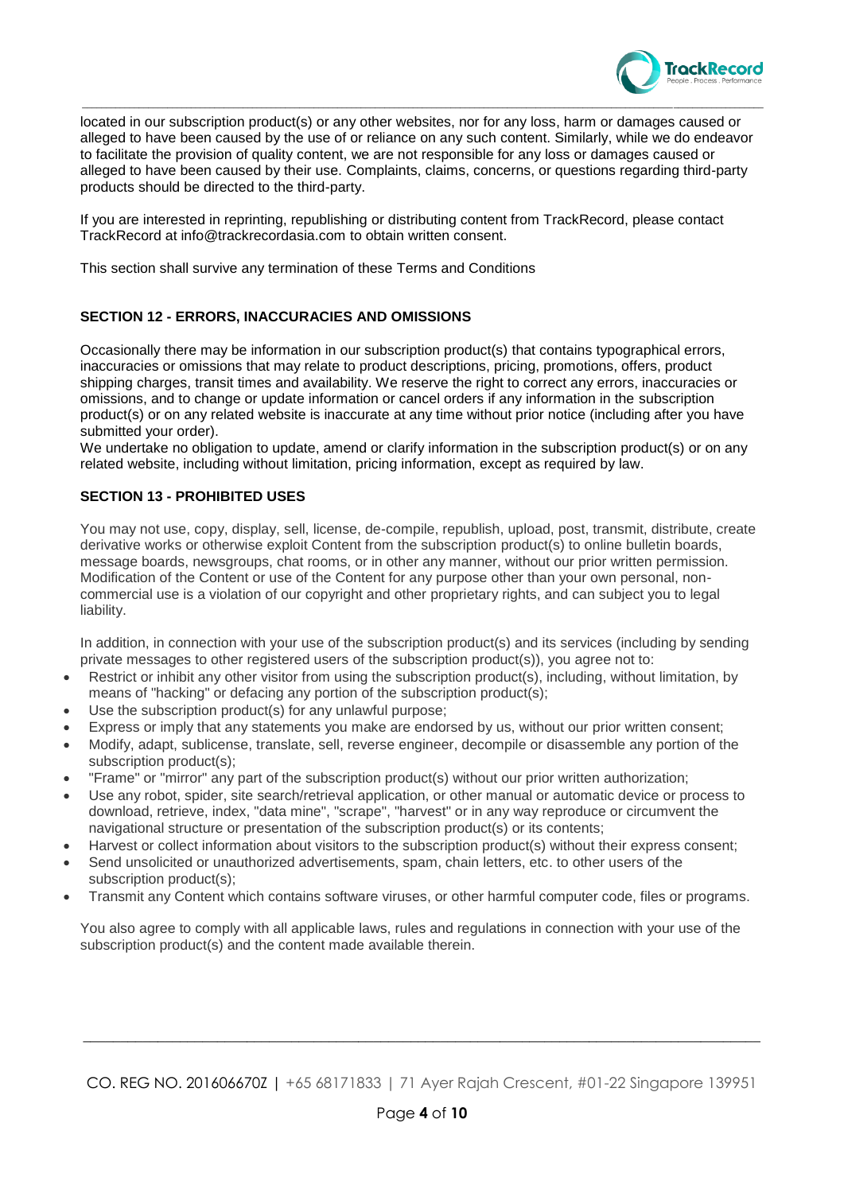located in our subscription product(s) or any other websites, nor for any loss, harm or damages caused or alleged to have been caused by the use of or reliance on any such content. Similarly, while we do endeavor to facilitate the provision of quality content, we are not responsible for any loss or damages caused or alleged to have been caused by their use. Complaints, claims, concerns, or questions regarding third-party products should be directed to the third-party.

If you are interested in reprinting, republishing or distributing content from TrackRecord, please contact TrackRecord at info@trackrecordasia.com to obtain written consent.

This section shall survive any termination of these Terms and Conditions

### SECTION 12 - ERRORS, INACCURACIES AND OMISSIONS

Occasionally there may be information in our subscription product(s) that contains typographical errors, inaccuracies or omissions that may relate to product descriptions, pricing, promotions, offers, product shipping charges, transit times and availability. We reserve the right to correct any errors, inaccuracies or omissions, and to change or update information or cancel orders if any information in the subscription product(s) or on any related website is inaccurate at any time without prior notice (including after you have submitted your order).
We undertake no obligation to update, amend or clarify information in the subscription product(s) or on any related website, including without limitation, pricing information, except as required by law.

### SECTION 13 - PROHIBITED USES

You may not use, copy, display, sell, license, de-compile, republish, upload, post, transmit, distribute, create derivative works or otherwise exploit Content from the subscription product(s) to online bulletin boards, message boards, newsgroups, chat rooms, or in other any manner, without our prior written permission. Modification of the Content or use of the Content for any purpose other than your own personal, non-commercial use is a violation of our copyright and other proprietary rights, and can subject you to legal liability.

In addition, in connection with your use of the subscription product(s) and its services (including by sending private messages to other registered users of the subscription product(s)), you agree not to:

- Restrict or inhibit any other visitor from using the subscription product(s), including, without limitation, by means of "hacking" or defacing any portion of the subscription product(s);
- Use the subscription product(s) for any unlawful purpose;
- Express or imply that any statements you make are endorsed by us, without our prior written consent;
- Modify, adapt, sublicense, translate, sell, reverse engineer, decompile or disassemble any portion of the subscription product(s);
- "Frame" or "mirror" any part of the subscription product(s) without our prior written authorization;
- Use any robot, spider, site search/retrieval application, or other manual or automatic device or process to download, retrieve, index, "data mine", "scrape", "harvest" or in any way reproduce or circumvent the navigational structure or presentation of the subscription product(s) or its contents;
- Harvest or collect information about visitors to the subscription product(s) without their express consent;
- Send unsolicited or unauthorized advertisements, spam, chain letters, etc. to other users of the subscription product(s);
- Transmit any Content which contains software viruses, or other harmful computer code, files or programs.

You also agree to comply with all applicable laws, rules and regulations in connection with your use of the subscription product(s) and the content made available therein.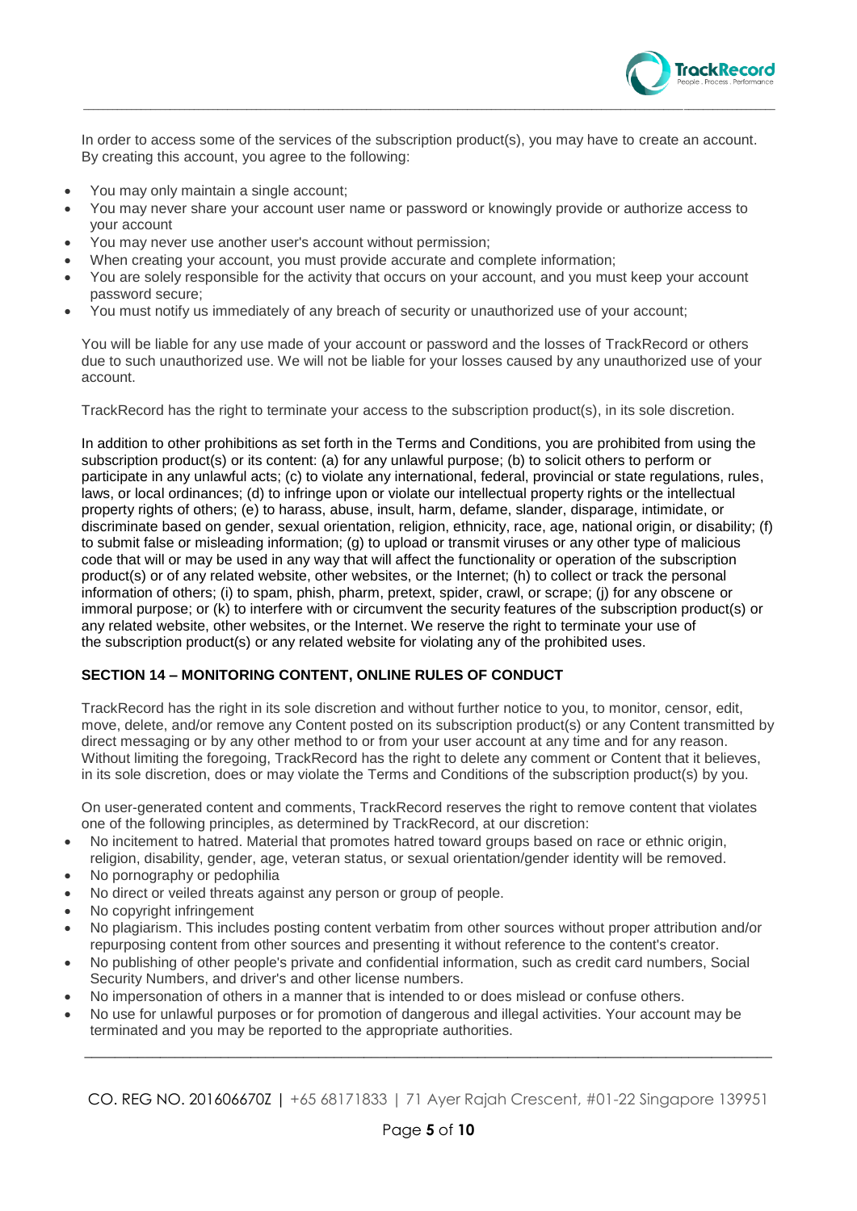In order to access some of the services of the subscription product(s), you may have to create an account. By creating this account, you agree to the following:

- You may only maintain a single account;
- You may never share your account user name or password or knowingly provide or authorize access to your account
- You may never use another user's account without permission;
- When creating your account, you must provide accurate and complete information;
- You are solely responsible for the activity that occurs on your account, and you must keep your account password secure;
- You must notify us immediately of any breach of security or unauthorized use of your account;

You will be liable for any use made of your account or password and the losses of TrackRecord or others due to such unauthorized use. We will not be liable for your losses caused by any unauthorized use of your account.

TrackRecord has the right to terminate your access to the subscription product(s), in its sole discretion.

In addition to other prohibitions as set forth in the Terms and Conditions, you are prohibited from using the subscription product(s) or its content: (a) for any unlawful purpose; (b) to solicit others to perform or participate in any unlawful acts; (c) to violate any international, federal, provincial or state regulations, rules, laws, or local ordinances; (d) to infringe upon or violate our intellectual property rights or the intellectual property rights of others; (e) to harass, abuse, insult, harm, defame, slander, disparage, intimidate, or discriminate based on gender, sexual orientation, religion, ethnicity, race, age, national origin, or disability; (f) to submit false or misleading information; (g) to upload or transmit viruses or any other type of malicious code that will or may be used in any way that will affect the functionality or operation of the subscription product(s) or of any related website, other websites, or the Internet; (h) to collect or track the personal information of others; (i) to spam, phish, pharm, pretext, spider, crawl, or scrape; (j) for any obscene or immoral purpose; or (k) to interfere with or circumvent the security features of the subscription product(s) or any related website, other websites, or the Internet. We reserve the right to terminate your use of the subscription product(s) or any related website for violating any of the prohibited uses.

## SECTION 14 – MONITORING CONTENT, ONLINE RULES OF CONDUCT

TrackRecord has the right in its sole discretion and without further notice to you, to monitor, censor, edit, move, delete, and/or remove any Content posted on its subscription product(s) or any Content transmitted by direct messaging or by any other method to or from your user account at any time and for any reason. Without limiting the foregoing, TrackRecord has the right to delete any comment or Content that it believes, in its sole discretion, does or may violate the Terms and Conditions of the subscription product(s) by you.

On user-generated content and comments, TrackRecord reserves the right to remove content that violates one of the following principles, as determined by TrackRecord, at our discretion:

- No incitement to hatred. Material that promotes hatred toward groups based on race or ethnic origin, religion, disability, gender, age, veteran status, or sexual orientation/gender identity will be removed.
- No pornography or pedophilia
- No direct or veiled threats against any person or group of people.
- No copyright infringement
- No plagiarism. This includes posting content verbatim from other sources without proper attribution and/or repurposing content from other sources and presenting it without reference to the content's creator.
- No publishing of other people's private and confidential information, such as credit card numbers, Social Security Numbers, and driver's and other license numbers.
- No impersonation of others in a manner that is intended to or does mislead or confuse others.
- No use for unlawful purposes or for promotion of dangerous and illegal activities. Your account may be terminated and you may be reported to the appropriate authorities.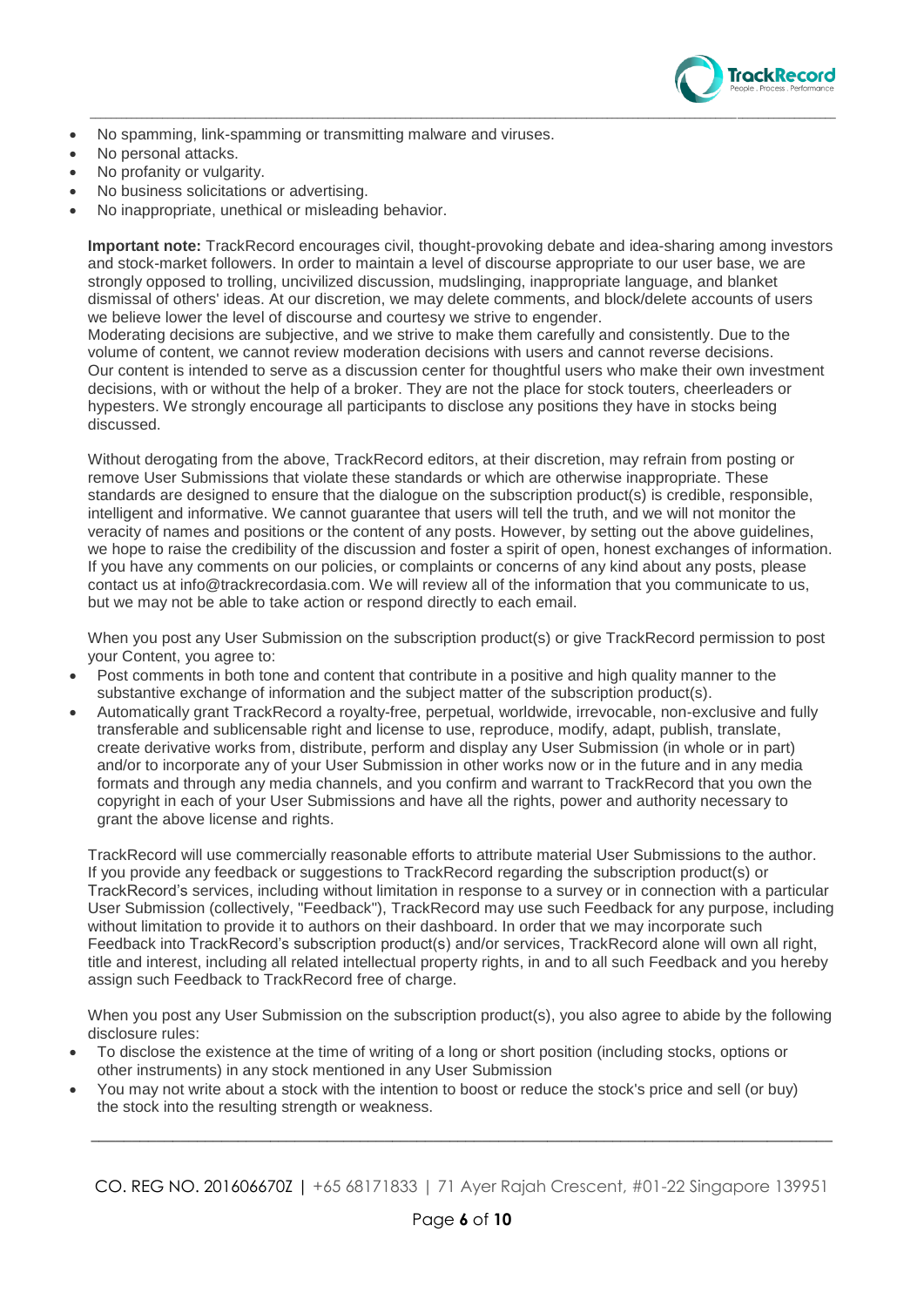- No spamming, link-spamming or transmitting malware and viruses.
- No personal attacks.
- No profanity or vulgarity.
- No business solicitations or advertising.
- No inappropriate, unethical or misleading behavior.

**Important note:** TrackRecord encourages civil, thought-provoking debate and idea-sharing among investors and stock-market followers. In order to maintain a level of discourse appropriate to our user base, we are strongly opposed to trolling, uncivilized discussion, mudslinging, inappropriate language, and blanket dismissal of others' ideas. At our discretion, we may delete comments, and block/delete accounts of users we believe lower the level of discourse and courtesy we strive to engender.
Moderating decisions are subjective, and we strive to make them carefully and consistently. Due to the volume of content, we cannot review moderation decisions with users and cannot reverse decisions.
Our content is intended to serve as a discussion center for thoughtful users who make their own investment decisions, with or without the help of a broker. They are not the place for stock touters, cheerleaders or hypesters. We strongly encourage all participants to disclose any positions they have in stocks being discussed.

Without derogating from the above, TrackRecord editors, at their discretion, may refrain from posting or remove User Submissions that violate these standards or which are otherwise inappropriate. These standards are designed to ensure that the dialogue on the subscription product(s) is credible, responsible, intelligent and informative. We cannot guarantee that users will tell the truth, and we will not monitor the veracity of names and positions or the content of any posts. However, by setting out the above guidelines, we hope to raise the credibility of the discussion and foster a spirit of open, honest exchanges of information. If you have any comments on our policies, or complaints or concerns of any kind about any posts, please contact us at info@trackrecordasia.com. We will review all of the information that you communicate to us, but we may not be able to take action or respond directly to each email.

When you post any User Submission on the subscription product(s) or give TrackRecord permission to post your Content, you agree to:

- Post comments in both tone and content that contribute in a positive and high quality manner to the substantive exchange of information and the subject matter of the subscription product(s).
- Automatically grant TrackRecord a royalty-free, perpetual, worldwide, irrevocable, non-exclusive and fully transferable and sublicensable right and license to use, reproduce, modify, adapt, publish, translate, create derivative works from, distribute, perform and display any User Submission (in whole or in part) and/or to incorporate any of your User Submission in other works now or in the future and in any media formats and through any media channels, and you confirm and warrant to TrackRecord that you own the copyright in each of your User Submissions and have all the rights, power and authority necessary to grant the above license and rights.

TrackRecord will use commercially reasonable efforts to attribute material User Submissions to the author. If you provide any feedback or suggestions to TrackRecord regarding the subscription product(s) or TrackRecord's services, including without limitation in response to a survey or in connection with a particular User Submission (collectively, "Feedback"), TrackRecord may use such Feedback for any purpose, including without limitation to provide it to authors on their dashboard. In order that we may incorporate such Feedback into TrackRecord's subscription product(s) and/or services, TrackRecord alone will own all right, title and interest, including all related intellectual property rights, in and to all such Feedback and you hereby assign such Feedback to TrackRecord free of charge.

When you post any User Submission on the subscription product(s), you also agree to abide by the following disclosure rules:

- To disclose the existence at the time of writing of a long or short position (including stocks, options or other instruments) in any stock mentioned in any User Submission
- You may not write about a stock with the intention to boost or reduce the stock's price and sell (or buy) the stock into the resulting strength or weakness.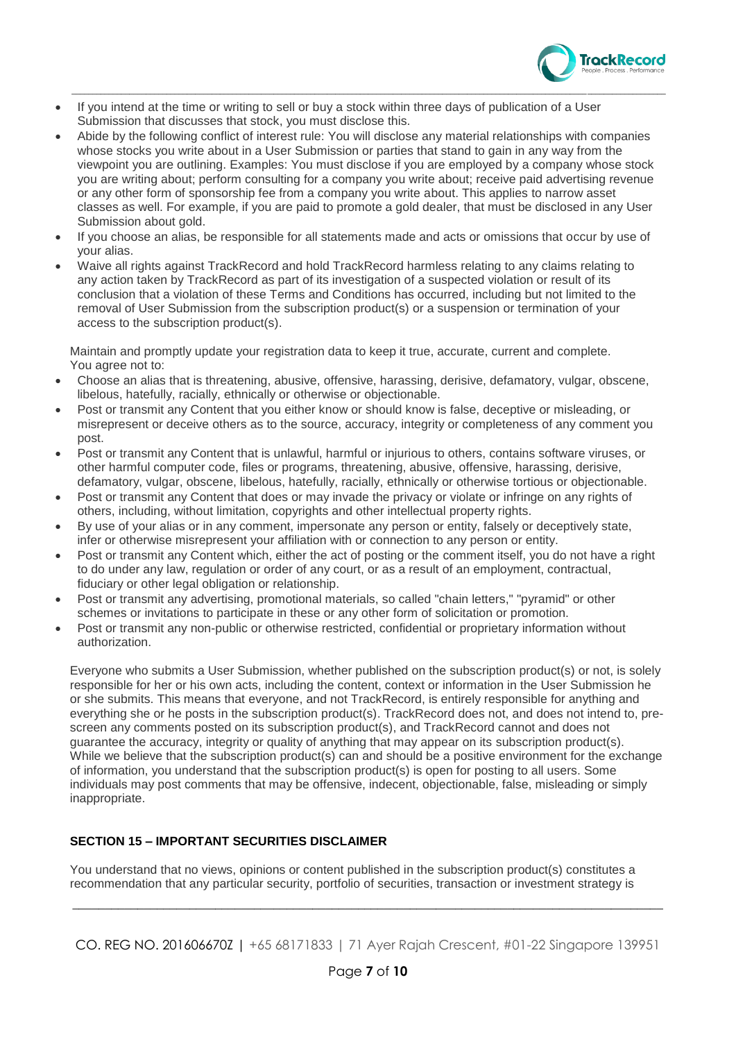- If you intend at the time or writing to sell or buy a stock within three days of publication of a User Submission that discusses that stock, you must disclose this.
- Abide by the following conflict of interest rule: You will disclose any material relationships with companies whose stocks you write about in a User Submission or parties that stand to gain in any way from the viewpoint you are outlining. Examples: You must disclose if you are employed by a company whose stock you are writing about; perform consulting for a company you write about; receive paid advertising revenue or any other form of sponsorship fee from a company you write about. This applies to narrow asset classes as well. For example, if you are paid to promote a gold dealer, that must be disclosed in any User Submission about gold.
- If you choose an alias, be responsible for all statements made and acts or omissions that occur by use of your alias.
- Waive all rights against TrackRecord and hold TrackRecord harmless relating to any claims relating to any action taken by TrackRecord as part of its investigation of a suspected violation or result of its conclusion that a violation of these Terms and Conditions has occurred, including but not limited to the removal of User Submission from the subscription product(s) or a suspension or termination of your access to the subscription product(s).

Maintain and promptly update your registration data to keep it true, accurate, current and complete.
You agree not to:

- Choose an alias that is threatening, abusive, offensive, harassing, derisive, defamatory, vulgar, obscene, libelous, hatefully, racially, ethnically or otherwise or objectionable.
- Post or transmit any Content that you either know or should know is false, deceptive or misleading, or misrepresent or deceive others as to the source, accuracy, integrity or completeness of any comment you post.
- Post or transmit any Content that is unlawful, harmful or injurious to others, contains software viruses, or other harmful computer code, files or programs, threatening, abusive, offensive, harassing, derisive, defamatory, vulgar, obscene, libelous, hatefully, racially, ethnically or otherwise tortious or objectionable.
- Post or transmit any Content that does or may invade the privacy or violate or infringe on any rights of others, including, without limitation, copyrights and other intellectual property rights.
- By use of your alias or in any comment, impersonate any person or entity, falsely or deceptively state, infer or otherwise misrepresent your affiliation with or connection to any person or entity.
- Post or transmit any Content which, either the act of posting or the comment itself, you do not have a right to do under any law, regulation or order of any court, or as a result of an employment, contractual, fiduciary or other legal obligation or relationship.
- Post or transmit any advertising, promotional materials, so called "chain letters," "pyramid" or other schemes or invitations to participate in these or any other form of solicitation or promotion.
- Post or transmit any non-public or otherwise restricted, confidential or proprietary information without authorization.

Everyone who submits a User Submission, whether published on the subscription product(s) or not, is solely responsible for her or his own acts, including the content, context or information in the User Submission he or she submits. This means that everyone, and not TrackRecord, is entirely responsible for anything and everything she or he posts in the subscription product(s). TrackRecord does not, and does not intend to, pre-screen any comments posted on its subscription product(s), and TrackRecord cannot and does not guarantee the accuracy, integrity or quality of anything that may appear on its subscription product(s). While we believe that the subscription product(s) can and should be a positive environment for the exchange of information, you understand that the subscription product(s) is open for posting to all users. Some individuals may post comments that may be offensive, indecent, objectionable, false, misleading or simply inappropriate.

**SECTION 15 – IMPORTANT SECURITIES DISCLAIMER**

You understand that no views, opinions or content published in the subscription product(s) constitutes a recommendation that any particular security, portfolio of securities, transaction or investment strategy is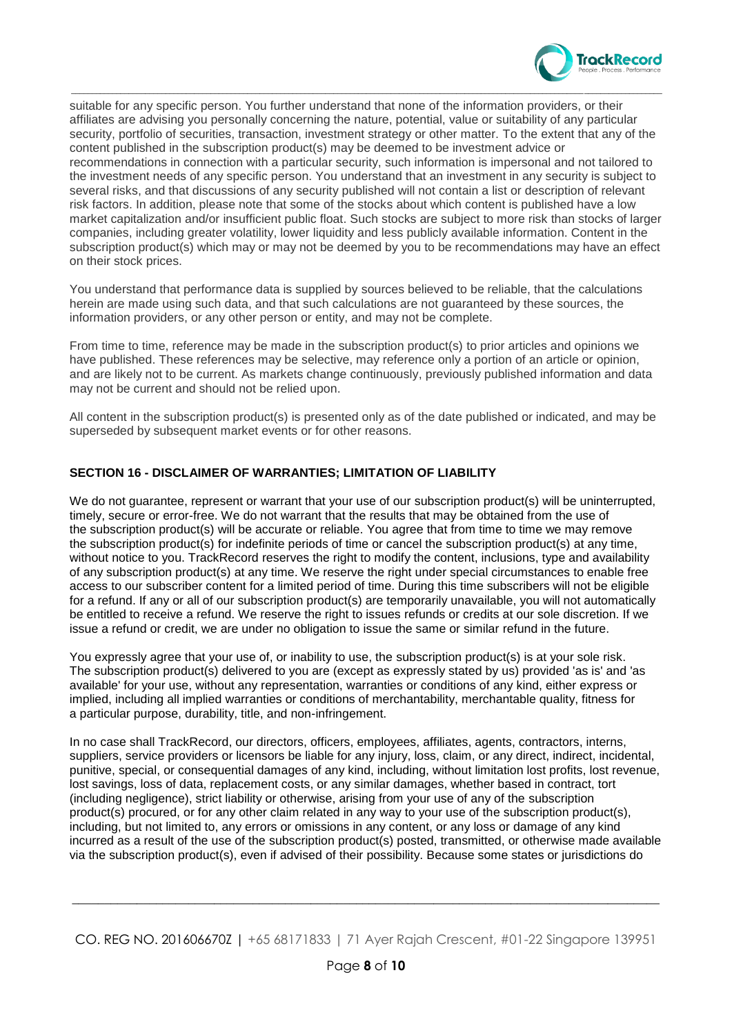suitable for any specific person. You further understand that none of the information providers, or their affiliates are advising you personally concerning the nature, potential, value or suitability of any particular security, portfolio of securities, transaction, investment strategy or other matter. To the extent that any of the content published in the subscription product(s) may be deemed to be investment advice or recommendations in connection with a particular security, such information is impersonal and not tailored to the investment needs of any specific person. You understand that an investment in any security is subject to several risks, and that discussions of any security published will not contain a list or description of relevant risk factors. In addition, please note that some of the stocks about which content is published have a low market capitalization and/or insufficient public float. Such stocks are subject to more risk than stocks of larger companies, including greater volatility, lower liquidity and less publicly available information. Content in the subscription product(s) which may or may not be deemed by you to be recommendations may have an effect on their stock prices.

You understand that performance data is supplied by sources believed to be reliable, that the calculations herein are made using such data, and that such calculations are not guaranteed by these sources, the information providers, or any other person or entity, and may not be complete.

From time to time, reference may be made in the subscription product(s) to prior articles and opinions we have published. These references may be selective, may reference only a portion of an article or opinion, and are likely not to be current. As markets change continuously, previously published information and data may not be current and should not be relied upon.

All content in the subscription product(s) is presented only as of the date published or indicated, and may be superseded by subsequent market events or for other reasons.

**SECTION 16 - DISCLAIMER OF WARRANTIES; LIMITATION OF LIABILITY**

We do not guarantee, represent or warrant that your use of our subscription product(s) will be uninterrupted, timely, secure or error-free. We do not warrant that the results that may be obtained from the use of the subscription product(s) will be accurate or reliable. You agree that from time to time we may remove the subscription product(s) for indefinite periods of time or cancel the subscription product(s) at any time, without notice to you. TrackRecord reserves the right to modify the content, inclusions, type and availability of any subscription product(s) at any time. We reserve the right under special circumstances to enable free access to our subscriber content for a limited period of time. During this time subscribers will not be eligible for a refund. If any or all of our subscription product(s) are temporarily unavailable, you will not automatically be entitled to receive a refund. We reserve the right to issues refunds or credits at our sole discretion. If we issue a refund or credit, we are under no obligation to issue the same or similar refund in the future.

You expressly agree that your use of, or inability to use, the subscription product(s) is at your sole risk. The subscription product(s) delivered to you are (except as expressly stated by us) provided 'as is' and 'as available' for your use, without any representation, warranties or conditions of any kind, either express or implied, including all implied warranties or conditions of merchantability, merchantable quality, fitness for a particular purpose, durability, title, and non-infringement.

In no case shall TrackRecord, our directors, officers, employees, affiliates, agents, contractors, interns, suppliers, service providers or licensors be liable for any injury, loss, claim, or any direct, indirect, incidental, punitive, special, or consequential damages of any kind, including, without limitation lost profits, lost revenue, lost savings, loss of data, replacement costs, or any similar damages, whether based in contract, tort (including negligence), strict liability or otherwise, arising from your use of any of the subscription product(s) procured, or for any other claim related in any way to your use of the subscription product(s), including, but not limited to, any errors or omissions in any content, or any loss or damage of any kind incurred as a result of the use of the subscription product(s) posted, transmitted, or otherwise made available via the subscription product(s), even if advised of their possibility. Because some states or jurisdictions do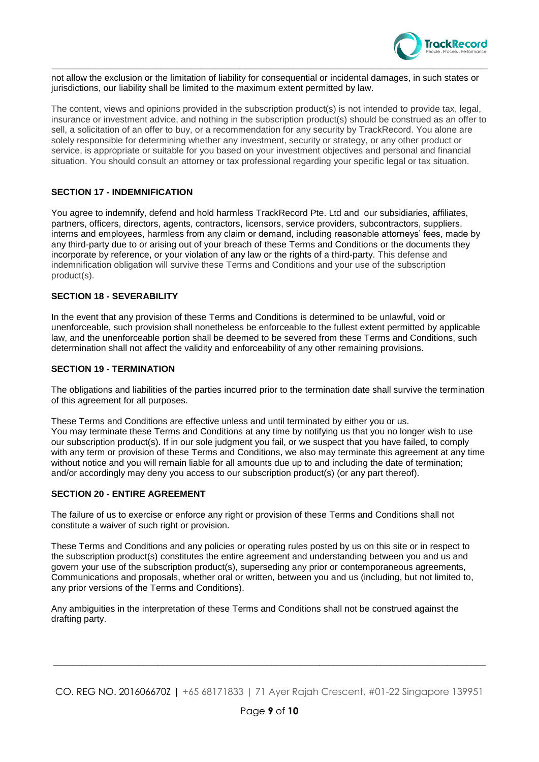not allow the exclusion or the limitation of liability for consequential or incidental damages, in such states or jurisdictions, our liability shall be limited to the maximum extent permitted by law.

The content, views and opinions provided in the subscription product(s) is not intended to provide tax, legal, insurance or investment advice, and nothing in the subscription product(s) should be construed as an offer to sell, a solicitation of an offer to buy, or a recommendation for any security by TrackRecord. You alone are solely responsible for determining whether any investment, security or strategy, or any other product or service, is appropriate or suitable for you based on your investment objectives and personal and financial situation. You should consult an attorney or tax professional regarding your specific legal or tax situation.

## SECTION 17 - INDEMNIFICATION

You agree to indemnify, defend and hold harmless TrackRecord Pte. Ltd and our subsidiaries, affiliates, partners, officers, directors, agents, contractors, licensors, service providers, subcontractors, suppliers, interns and employees, harmless from any claim or demand, including reasonable attorneys' fees, made by any third-party due to or arising out of your breach of these Terms and Conditions or the documents they incorporate by reference, or your violation of any law or the rights of a third-party. This defense and indemnification obligation will survive these Terms and Conditions and your use of the subscription product(s).

## SECTION 18 - SEVERABILITY

In the event that any provision of these Terms and Conditions is determined to be unlawful, void or unenforceable, such provision shall nonetheless be enforceable to the fullest extent permitted by applicable law, and the unenforceable portion shall be deemed to be severed from these Terms and Conditions, such determination shall not affect the validity and enforceability of any other remaining provisions.

## SECTION 19 - TERMINATION

The obligations and liabilities of the parties incurred prior to the termination date shall survive the termination of this agreement for all purposes.

These Terms and Conditions are effective unless and until terminated by either you or us.
You may terminate these Terms and Conditions at any time by notifying us that you no longer wish to use our subscription product(s). If in our sole judgment you fail, or we suspect that you have failed, to comply with any term or provision of these Terms and Conditions, we also may terminate this agreement at any time without notice and you will remain liable for all amounts due up to and including the date of termination; and/or accordingly may deny you access to our subscription product(s) (or any part thereof).

## SECTION 20 - ENTIRE AGREEMENT

The failure of us to exercise or enforce any right or provision of these Terms and Conditions shall not constitute a waiver of such right or provision.

These Terms and Conditions and any policies or operating rules posted by us on this site or in respect to the subscription product(s) constitutes the entire agreement and understanding between you and us and govern your use of the subscription product(s), superseding any prior or contemporaneous agreements, Communications and proposals, whether oral or written, between you and us (including, but not limited to, any prior versions of the Terms and Conditions).

Any ambiguities in the interpretation of these Terms and Conditions shall not be construed against the drafting party.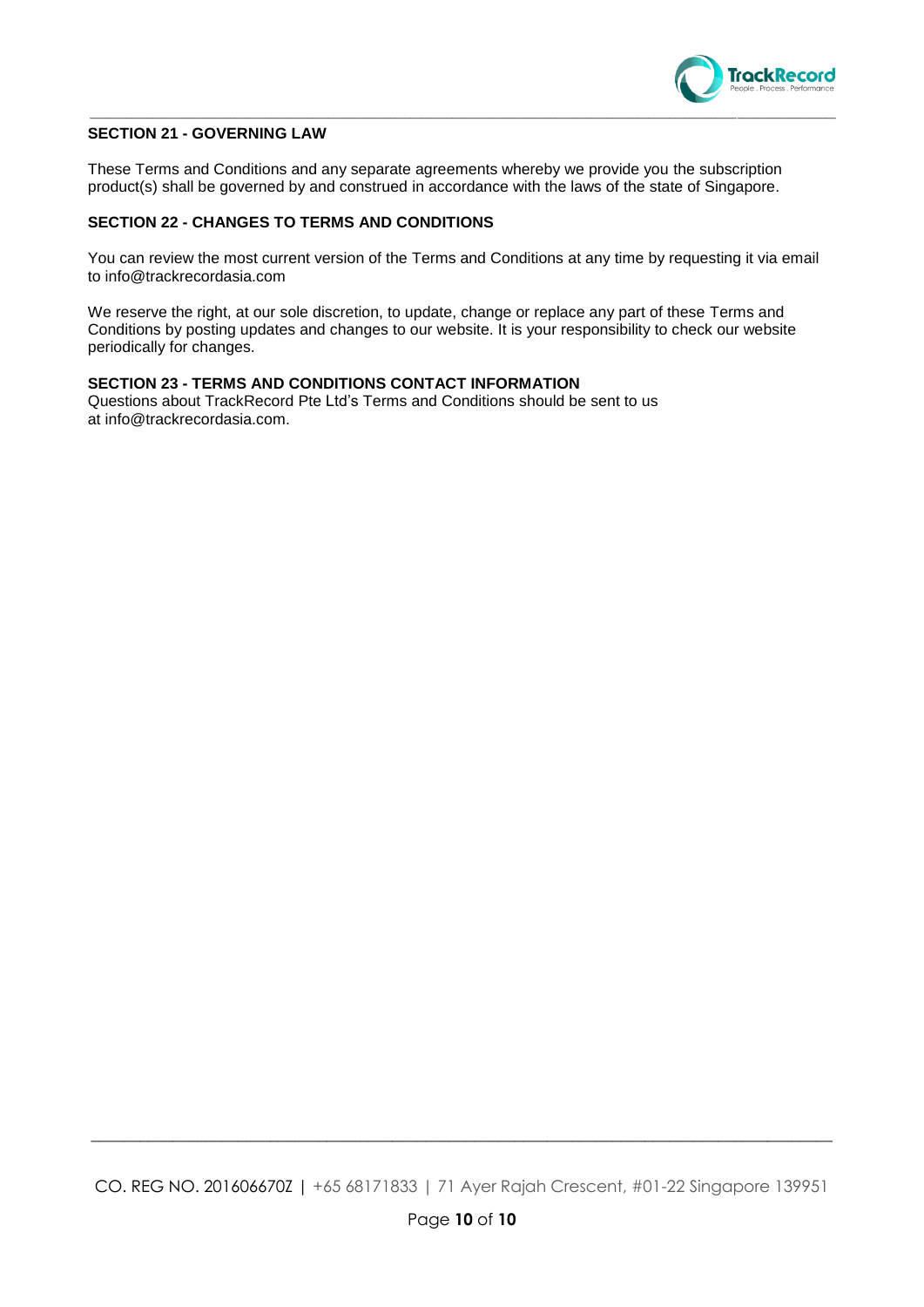**SECTION 21 - GOVERNING LAW**

These Terms and Conditions and any separate agreements whereby we provide you the subscription product(s) shall be governed by and construed in accordance with the laws of the state of Singapore.

**SECTION 22 - CHANGES TO TERMS AND CONDITIONS**

You can review the most current version of the Terms and Conditions at any time by requesting it via email to info@trackrecordasia.com

We reserve the right, at our sole discretion, to update, change or replace any part of these Terms and Conditions by posting updates and changes to our website. It is your responsibility to check our website periodically for changes.

**SECTION 23 - TERMS AND CONDITIONS CONTACT INFORMATION**

Questions about TrackRecord Pte Ltd's Terms and Conditions should be sent to us at info@trackrecordasia.com.